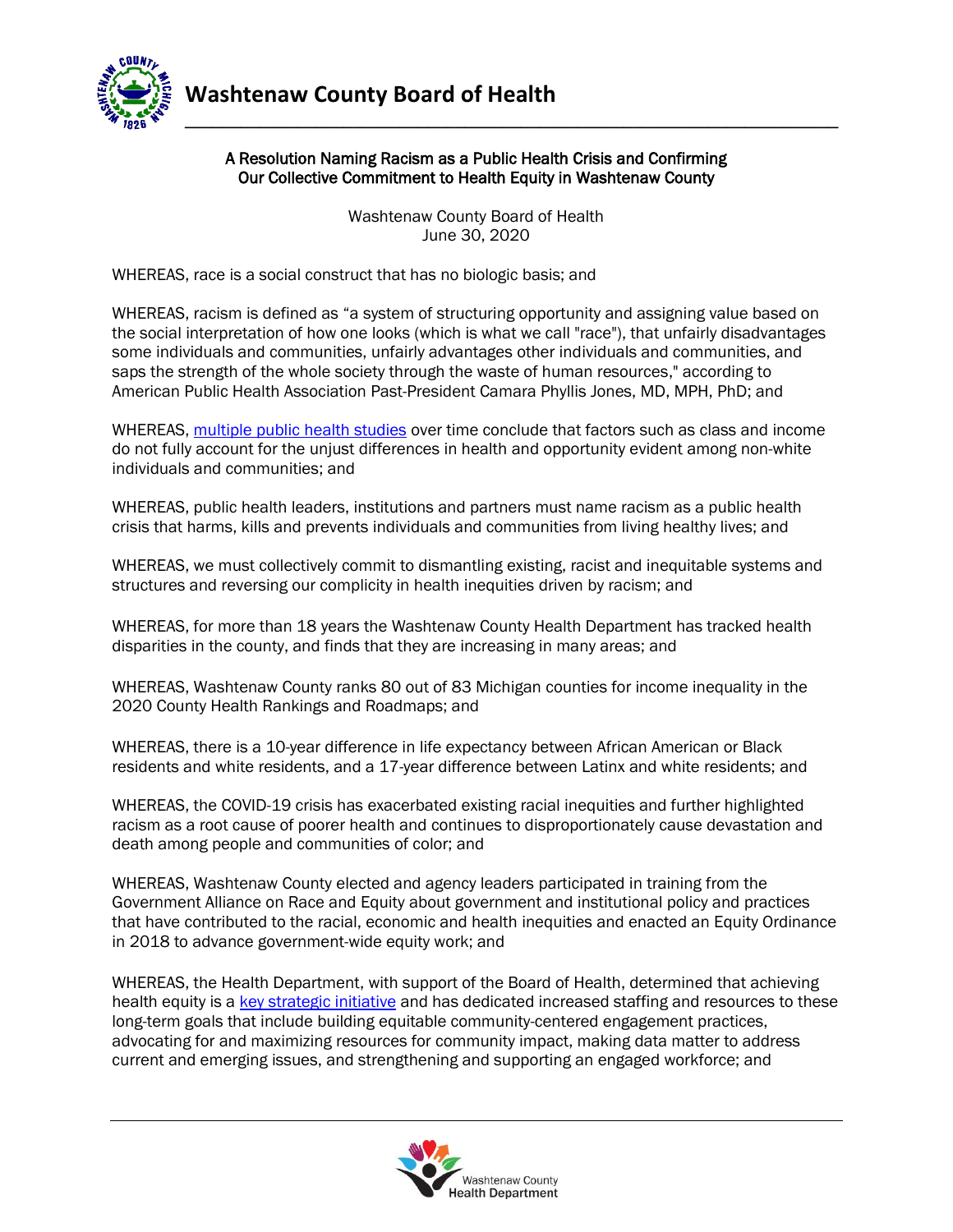# Washtenaw County Board of Health

## A Resolution Naming Racism as a Public Health Crisis and Confirming Our Collective Commitment to Health Equity in Washtenaw County

Washtenaw County Board of Health
June 30, 2020

WHEREAS, race is a social construct that has no biologic basis; and

WHEREAS, racism is defined as "a system of structuring opportunity and assigning value based on the social interpretation of how one looks (which is what we call "race"), that unfairly disadvantages some individuals and communities, unfairly advantages other individuals and communities, and saps the strength of the whole society through the waste of human resources," according to American Public Health Association Past-President Camara Phyllis Jones, MD, MPH, PhD; and

WHEREAS, multiple public health studies over time conclude that factors such as class and income do not fully account for the unjust differences in health and opportunity evident among non-white individuals and communities; and

WHEREAS, public health leaders, institutions and partners must name racism as a public health crisis that harms, kills and prevents individuals and communities from living healthy lives; and

WHEREAS, we must collectively commit to dismantling existing, racist and inequitable systems and structures and reversing our complicity in health inequities driven by racism; and

WHEREAS, for more than 18 years the Washtenaw County Health Department has tracked health disparities in the county, and finds that they are increasing in many areas; and

WHEREAS, Washtenaw County ranks 80 out of 83 Michigan counties for income inequality in the 2020 County Health Rankings and Roadmaps; and

WHEREAS, there is a 10-year difference in life expectancy between African American or Black residents and white residents, and a 17-year difference between Latinx and white residents; and

WHEREAS, the COVID-19 crisis has exacerbated existing racial inequities and further highlighted racism as a root cause of poorer health and continues to disproportionately cause devastation and death among people and communities of color; and

WHEREAS, Washtenaw County elected and agency leaders participated in training from the Government Alliance on Race and Equity about government and institutional policy and practices that have contributed to the racial, economic and health inequities and enacted an Equity Ordinance in 2018 to advance government-wide equity work; and

WHEREAS, the Health Department, with support of the Board of Health, determined that achieving health equity is a key strategic initiative and has dedicated increased staffing and resources to these long-term goals that include building equitable community-centered engagement practices, advocating for and maximizing resources for community impact, making data matter to address current and emerging issues, and strengthening and supporting an engaged workforce; and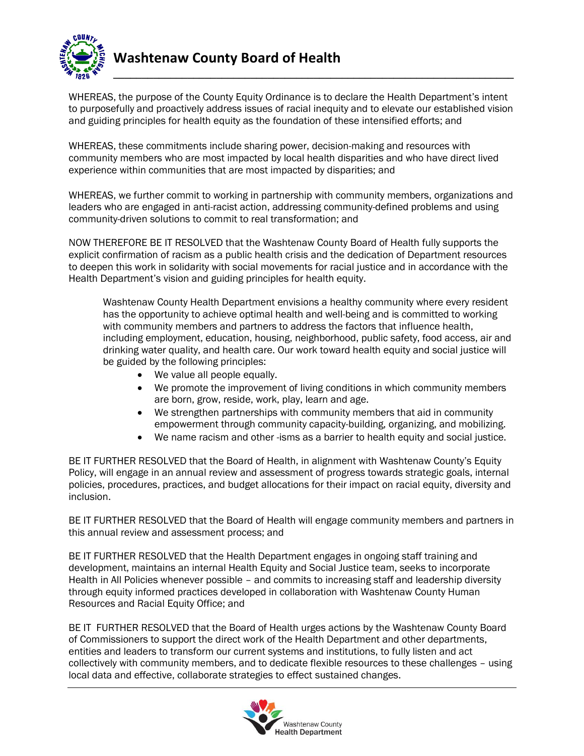# Washtenaw County Board of Health

WHEREAS, the purpose of the County Equity Ordinance is to declare the Health Department's intent to purposefully and proactively address issues of racial inequity and to elevate our established vision and guiding principles for health equity as the foundation of these intensified efforts; and

WHEREAS, these commitments include sharing power, decision-making and resources with community members who are most impacted by local health disparities and who have direct lived experience within communities that are most impacted by disparities; and

WHEREAS, we further commit to working in partnership with community members, organizations and leaders who are engaged in anti-racist action, addressing community-defined problems and using community-driven solutions to commit to real transformation; and

NOW THEREFORE BE IT RESOLVED that the Washtenaw County Board of Health fully supports the explicit confirmation of racism as a public health crisis and the dedication of Department resources to deepen this work in solidarity with social movements for racial justice and in accordance with the Health Department's vision and guiding principles for health equity.

> Washtenaw County Health Department envisions a healthy community where every resident has the opportunity to achieve optimal health and well-being and is committed to working with community members and partners to address the factors that influence health, including employment, education, housing, neighborhood, public safety, food access, air and drinking water quality, and health care. Our work toward health equity and social justice will be guided by the following principles:
>
> - We value all people equally.
> - We promote the improvement of living conditions in which community members are born, grow, reside, work, play, learn and age.
> - We strengthen partnerships with community members that aid in community empowerment through community capacity-building, organizing, and mobilizing.
> - We name racism and other -isms as a barrier to health equity and social justice.

BE IT FURTHER RESOLVED that the Board of Health, in alignment with Washtenaw County's Equity Policy, will engage in an annual review and assessment of progress towards strategic goals, internal policies, procedures, practices, and budget allocations for their impact on racial equity, diversity and inclusion.

BE IT FURTHER RESOLVED that the Board of Health will engage community members and partners in this annual review and assessment process; and

BE IT FURTHER RESOLVED that the Health Department engages in ongoing staff training and development, maintains an internal Health Equity and Social Justice team, seeks to incorporate Health in All Policies whenever possible – and commits to increasing staff and leadership diversity through equity informed practices developed in collaboration with Washtenaw County Human Resources and Racial Equity Office; and

BE IT FURTHER RESOLVED that the Board of Health urges actions by the Washtenaw County Board of Commissioners to support the direct work of the Health Department and other departments, entities and leaders to transform our current systems and institutions, to fully listen and act collectively with community members, and to dedicate flexible resources to these challenges – using local data and effective, collaborate strategies to effect sustained changes.